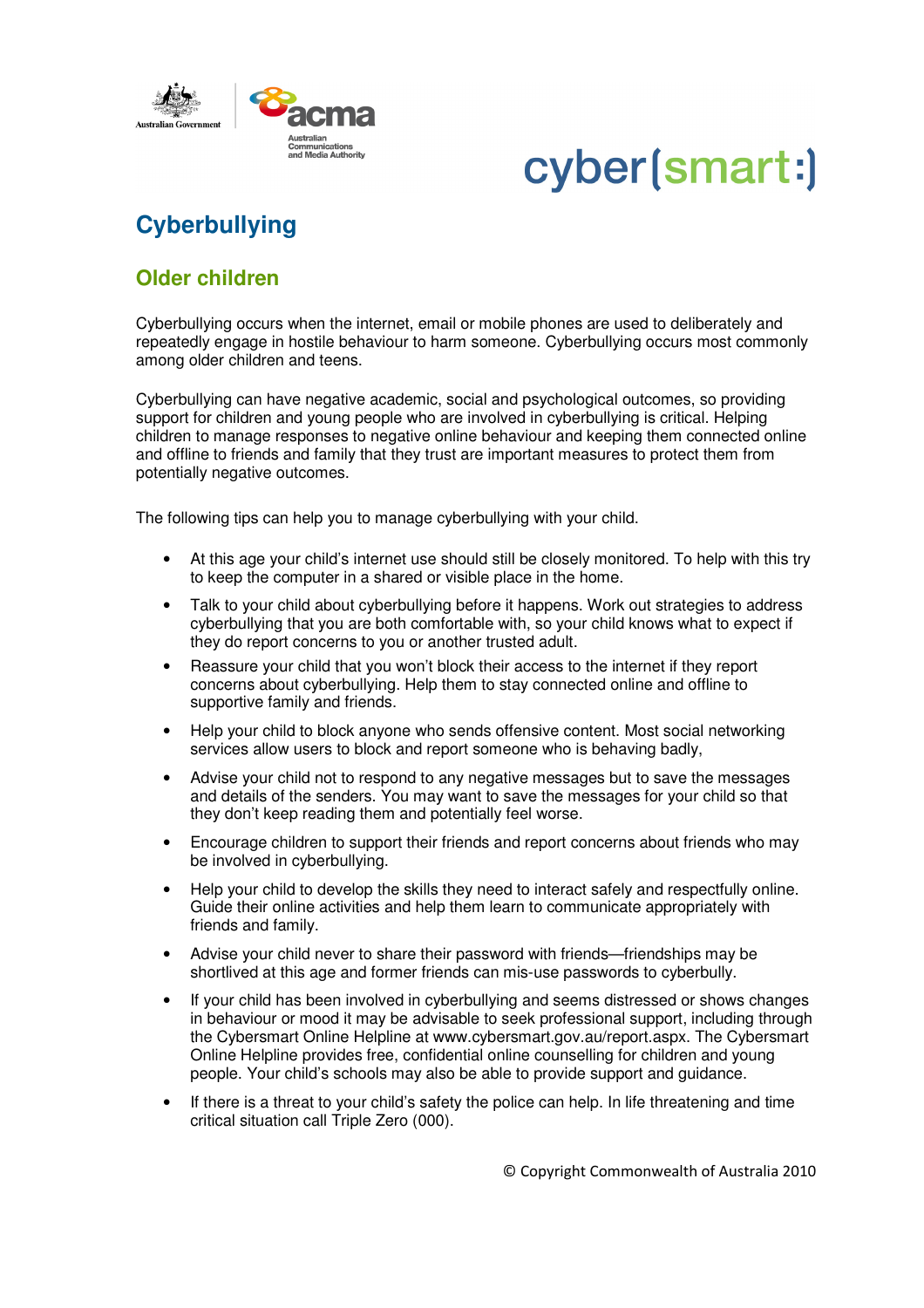# Cyberbullying

## Older children

Cyberbullying occurs when the internet, email or mobile phones are used to deliberately and repeatedly engage in hostile behaviour to harm someone. Cyberbullying occurs most commonly among older children and teens.

Cyberbullying can have negative academic, social and psychological outcomes, so providing support for children and young people who are involved in cyberbullying is critical. Helping children to manage responses to negative online behaviour and keeping them connected online and offline to friends and family that they trust are important measures to protect them from potentially negative outcomes.

The following tips can help you to manage cyberbullying with your child.

- At this age your child's internet use should still be closely monitored. To help with this try to keep the computer in a shared or visible place in the home.
- Talk to your child about cyberbullying before it happens. Work out strategies to address cyberbullying that you are both comfortable with, so your child knows what to expect if they do report concerns to you or another trusted adult.
- Reassure your child that you won't block their access to the internet if they report concerns about cyberbullying. Help them to stay connected online and offline to supportive family and friends.
- Help your child to block anyone who sends offensive content. Most social networking services allow users to block and report someone who is behaving badly,
- Advise your child not to respond to any negative messages but to save the messages and details of the senders. You may want to save the messages for your child so that they don't keep reading them and potentially feel worse.
- Encourage children to support their friends and report concerns about friends who may be involved in cyberbullying.
- Help your child to develop the skills they need to interact safely and respectfully online. Guide their online activities and help them learn to communicate appropriately with friends and family.
- Advise your child never to share their password with friends—friendships may be shortlived at this age and former friends can mis-use passwords to cyberbully.
- If your child has been involved in cyberbullying and seems distressed or shows changes in behaviour or mood it may be advisable to seek professional support, including through the Cybersmart Online Helpline at www.cybersmart.gov.au/report.aspx. The Cybersmart Online Helpline provides free, confidential online counselling for children and young people. Your child's schools may also be able to provide support and guidance.
- If there is a threat to your child's safety the police can help. In life threatening and time critical situation call Triple Zero (000).

© Copyright Commonwealth of Australia 2010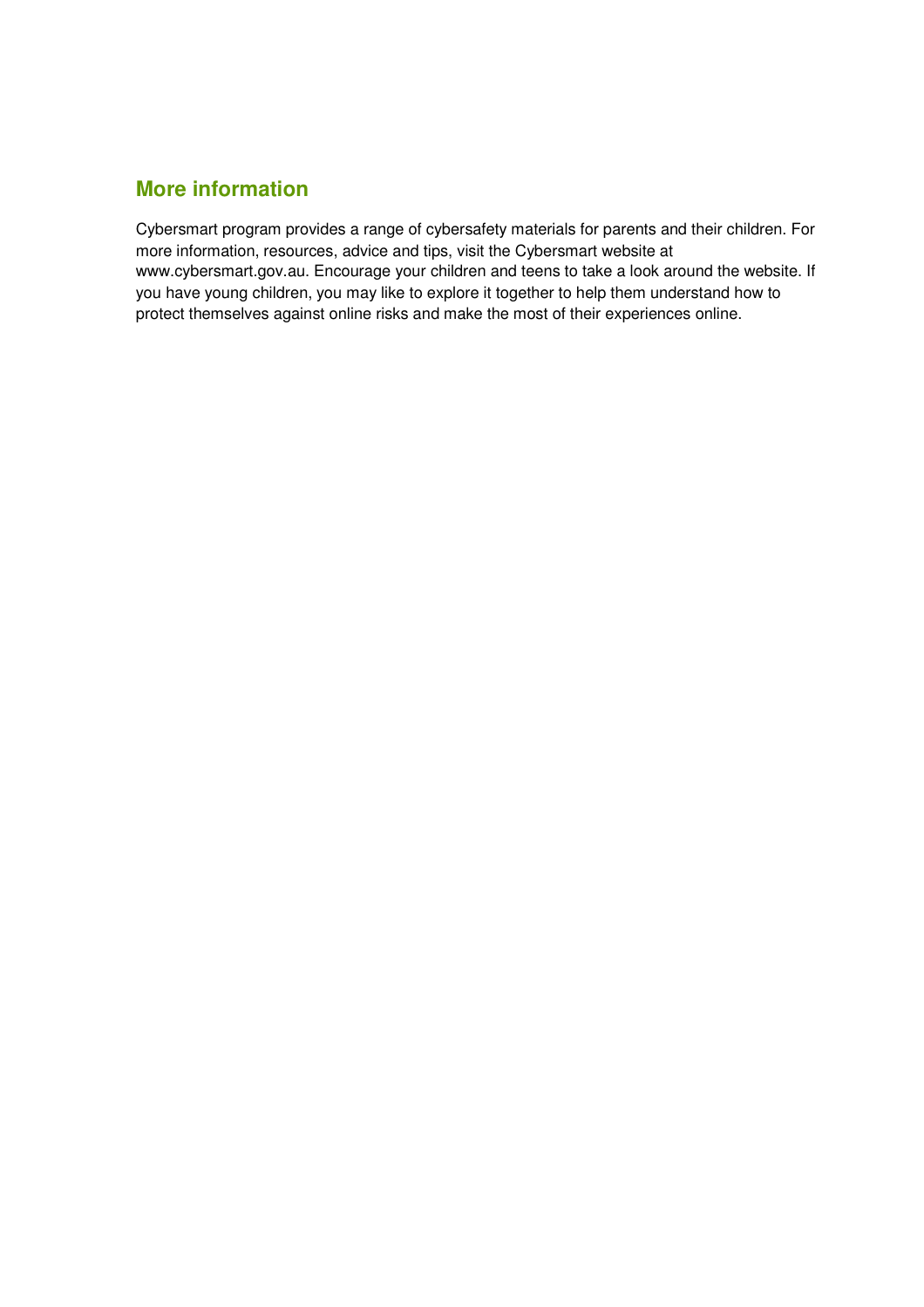## More information

Cybersmart program provides a range of cybersafety materials for parents and their children. For more information, resources, advice and tips, visit the Cybersmart website at www.cybersmart.gov.au. Encourage your children and teens to take a look around the website. If you have young children, you may like to explore it together to help them understand how to protect themselves against online risks and make the most of their experiences online.